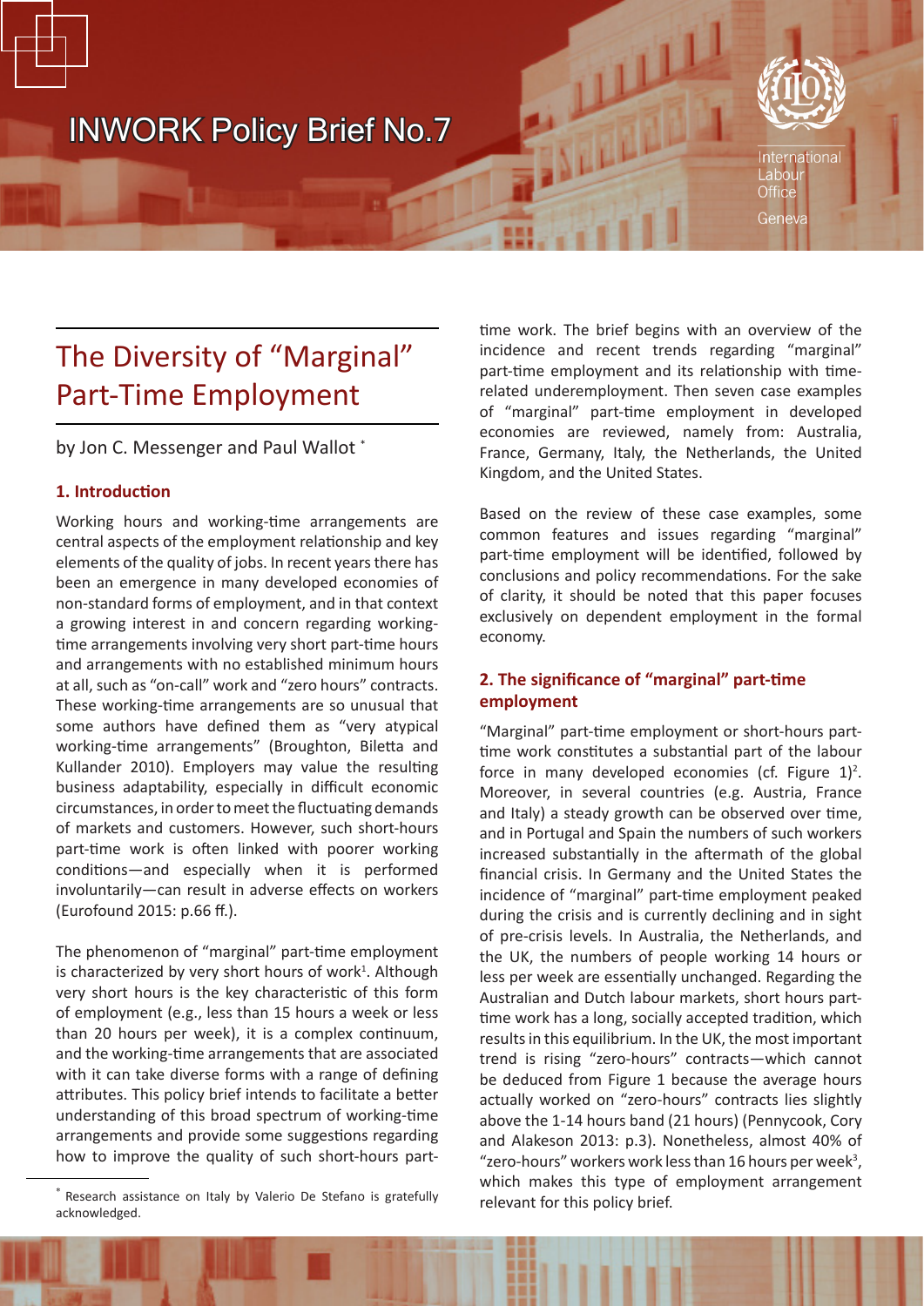INWORK Policy Brief No.7

International Labour Office

Geneva

# The Diversity of "Marginal" Part-Time Employment

by Jon C. Messenger and Paul Wallot *

## 1. Introduction

Working hours and working-time arrangements are central aspects of the employment relationship and key elements of the quality of jobs. In recent years there has been an emergence in many developed economies of non-standard forms of employment, and in that context a growing interest in and concern regarding working-time arrangements involving very short part-time hours and arrangements with no established minimum hours at all, such as "on-call" work and "zero hours" contracts. These working-time arrangements are so unusual that some authors have defined them as "very atypical working-time arrangements" (Broughton, Biletta and Kullander 2010). Employers may value the resulting business adaptability, especially in difficult economic circumstances, in order to meet the fluctuating demands of markets and customers. However, such short-hours part-time work is often linked with poorer working conditions—and especially when it is performed involuntarily—can result in adverse effects on workers (Eurofound 2015: p.66 ff.).

The phenomenon of "marginal" part-time employment is characterized by very short hours of work[1]. Although very short hours is the key characteristic of this form of employment (e.g., less than 15 hours a week or less than 20 hours per week), it is a complex continuum, and the working-time arrangements that are associated with it can take diverse forms with a range of defining attributes. This policy brief intends to facilitate a better understanding of this broad spectrum of working-time arrangements and provide some suggestions regarding how to improve the quality of such short-hours part-time work. The brief begins with an overview of the incidence and recent trends regarding "marginal" part-time employment and its relationship with time-related underemployment. Then seven case examples of "marginal" part-time employment in developed economies are reviewed, namely from: Australia, France, Germany, Italy, the Netherlands, the United Kingdom, and the United States.

Based on the review of these case examples, some common features and issues regarding "marginal" part-time employment will be identified, followed by conclusions and policy recommendations. For the sake of clarity, it should be noted that this paper focuses exclusively on dependent employment in the formal economy.

## 2. The significance of "marginal" part-time employment

"Marginal" part-time employment or short-hours part-time work constitutes a substantial part of the labour force in many developed economies (cf. Figure 1)[2]. Moreover, in several countries (e.g. Austria, France and Italy) a steady growth can be observed over time, and in Portugal and Spain the numbers of such workers increased substantially in the aftermath of the global financial crisis. In Germany and the United States the incidence of "marginal" part-time employment peaked during the crisis and is currently declining and in sight of pre-crisis levels. In Australia, the Netherlands, and the UK, the numbers of people working 14 hours or less per week are essentially unchanged. Regarding the Australian and Dutch labour markets, short hours part-time work has a long, socially accepted tradition, which results in this equilibrium. In the UK, the most important trend is rising "zero-hours" contracts—which cannot be deduced from Figure 1 because the average hours actually worked on "zero-hours" contracts lies slightly above the 1-14 hours band (21 hours) (Pennycook, Cory and Alakeson 2013: p.3). Nonetheless, almost 40% of "zero-hours" workers work less than 16 hours per week[3], which makes this type of employment arrangement relevant for this policy brief.

* Research assistance on Italy by Valerio De Stefano is gratefully acknowledged.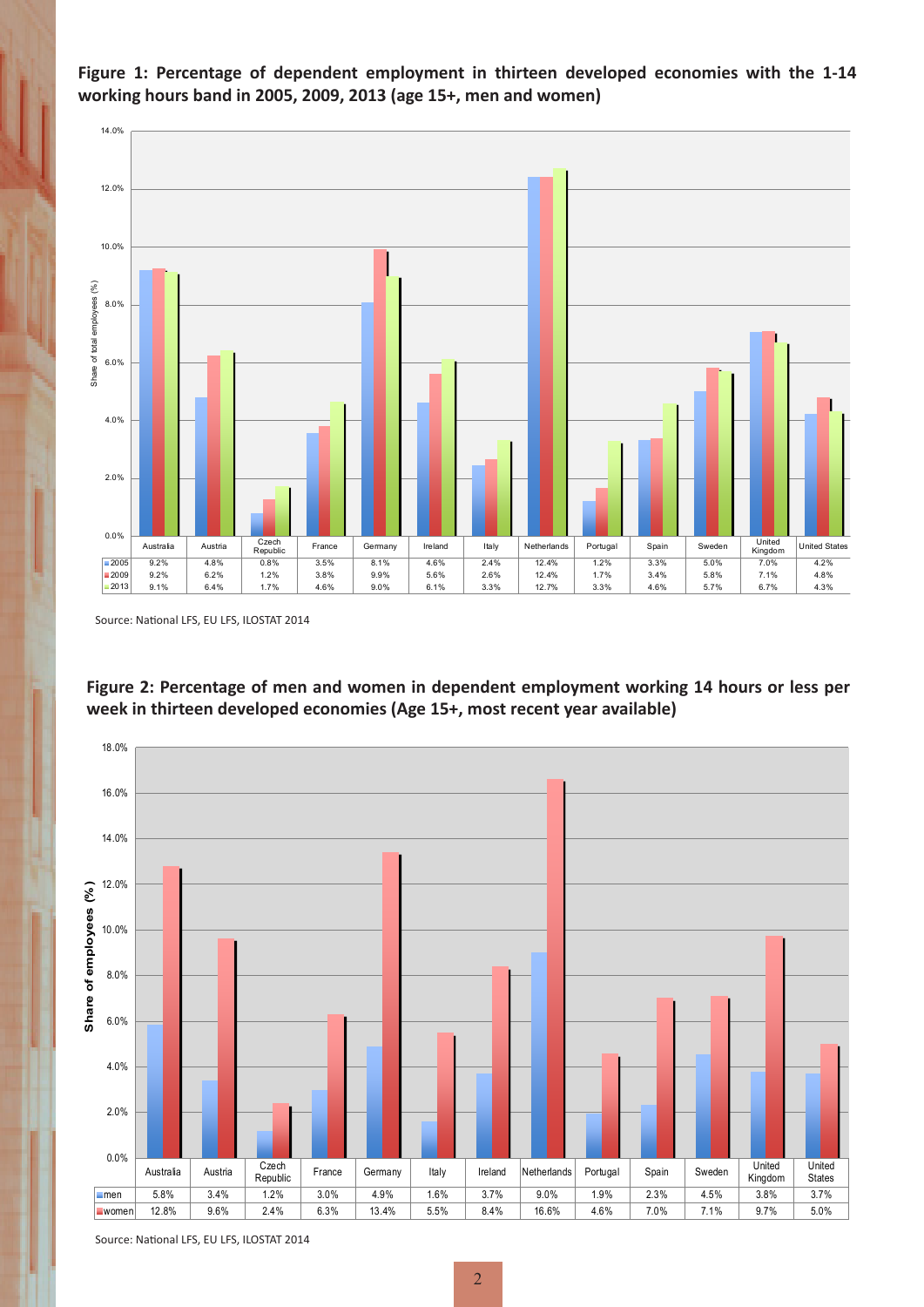**Figure 1: Percentage of dependent employment in thirteen developed economies with the 1-14 working hours band in 2005, 2009, 2013 (age 15+, men and women)**

| | Australia | Austria | Czech Republic | France | Germany | Ireland | Italy | Netherlands | Portugal | Spain | Sweden | United Kingdom | United States |
|---|---|---|---|---|---|---|---|---|---|---|---|---|---|
| 2005 | 9.2% | 4.8% | 0.8% | 3.5% | 8.1% | 4.6% | 2.4% | 12.4% | 1.2% | 3.3% | 5.0% | 7.0% | 4.2% |
| 2009 | 9.2% | 6.2% | 1.2% | 3.8% | 9.9% | 5.6% | 2.6% | 12.4% | 1.7% | 3.4% | 5.8% | 7.1% | 4.8% |
| 2013 | 9.1% | 6.4% | 1.7% | 4.6% | 9.0% | 6.1% | 3.3% | 12.7% | 3.3% | 4.6% | 5.7% | 6.7% | 4.3% |

Source: National LFS, EU LFS, ILOSTAT 2014

**Figure 2: Percentage of men and women in dependent employment working 14 hours or less per week in thirteen developed economies (Age 15+, most recent year available)**

| | Australia | Austria | Czech Republic | France | Germany | Italy | Ireland | Netherlands | Portugal | Spain | Sweden | United Kingdom | United States |
|---|---|---|---|---|---|---|---|---|---|---|---|---|---|
| men | 5.8% | 3.4% | 1.2% | 3.0% | 4.9% | 1.6% | 3.7% | 9.0% | 1.9% | 2.3% | 4.5% | 3.8% | 3.7% |
| women | 12.8% | 9.6% | 2.4% | 6.3% | 13.4% | 5.5% | 8.4% | 16.6% | 4.6% | 7.0% | 7.1% | 9.7% | 5.0% |

Source: National LFS, EU LFS, ILOSTAT 2014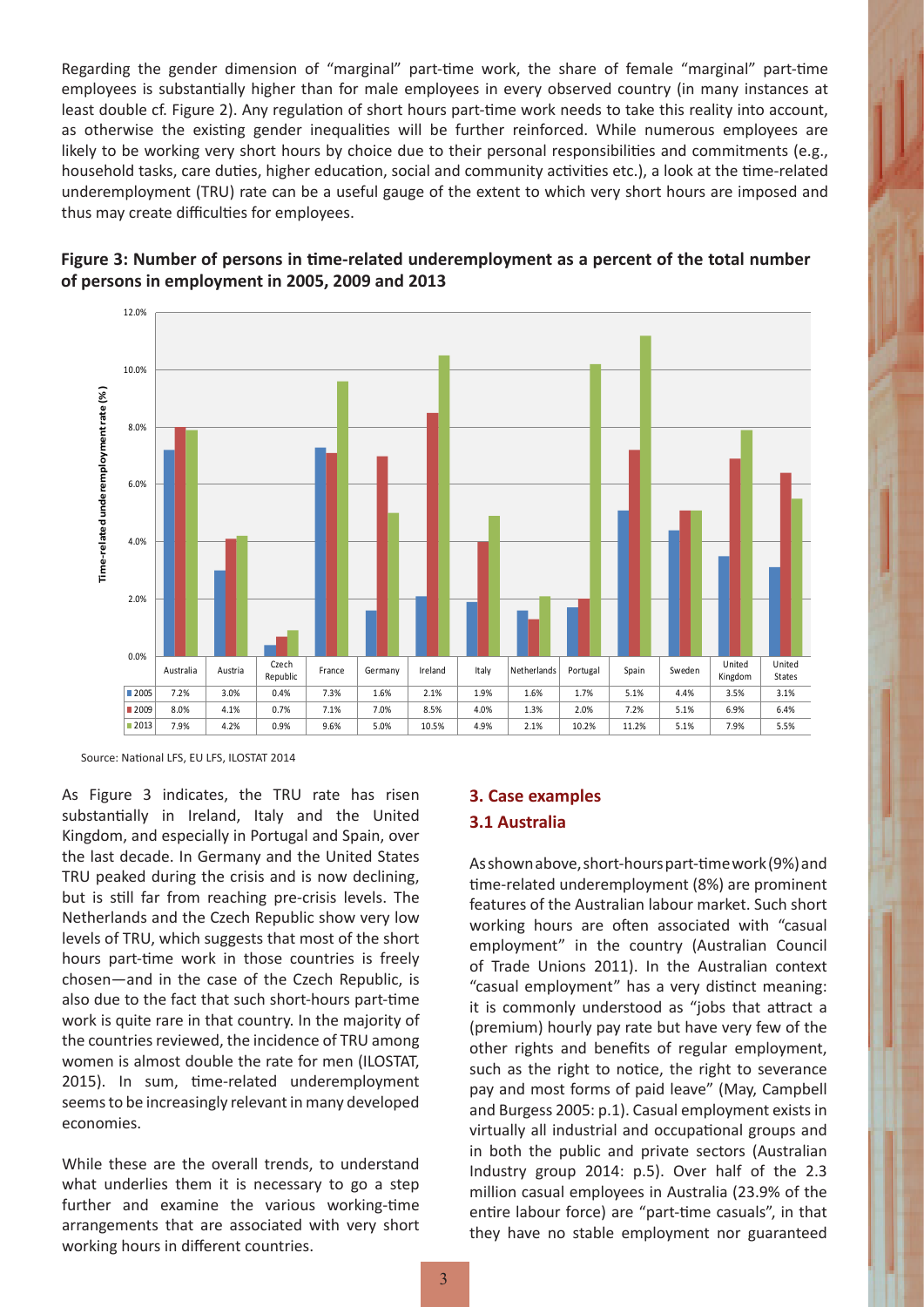Regarding the gender dimension of "marginal" part-time work, the share of female "marginal" part-time employees is substantially higher than for male employees in every observed country (in many instances at least double cf. Figure 2). Any regulation of short hours part-time work needs to take this reality into account, as otherwise the existing gender inequalities will be further reinforced. While numerous employees are likely to be working very short hours by choice due to their personal responsibilities and commitments (e.g., household tasks, care duties, higher education, social and community activities etc.), a look at the time-related underemployment (TRU) rate can be a useful gauge of the extent to which very short hours are imposed and thus may create difficulties for employees.

**Figure 3: Number of persons in time-related underemployment as a percent of the total number of persons in employment in 2005, 2009 and 2013**

| | Australia | Austria | Czech Republic | France | Germany | Ireland | Italy | Netherlands | Portugal | Spain | Sweden | United Kingdom | United States |
|---|---|---|---|---|---|---|---|---|---|---|---|---|---|
| 2005 | 7.2% | 3.0% | 0.4% | 7.3% | 1.6% | 2.1% | 1.9% | 1.6% | 1.7% | 5.1% | 4.4% | 3.5% | 3.1% |
| 2009 | 8.0% | 4.1% | 0.7% | 7.1% | 7.0% | 8.5% | 4.0% | 1.3% | 2.0% | 7.2% | 5.1% | 6.9% | 6.4% |
| 2013 | 7.9% | 4.2% | 0.9% | 9.6% | 5.0% | 10.5% | 4.9% | 2.1% | 10.2% | 11.2% | 5.1% | 7.9% | 5.5% |

Source: National LFS, EU LFS, ILOSTAT 2014

As Figure 3 indicates, the TRU rate has risen substantially in Ireland, Italy and the United Kingdom, and especially in Portugal and Spain, over the last decade. In Germany and the United States TRU peaked during the crisis and is now declining, but is still far from reaching pre-crisis levels. The Netherlands and the Czech Republic show very low levels of TRU, which suggests that most of the short hours part-time work in those countries is freely chosen—and in the case of the Czech Republic, is also due to the fact that such short-hours part-time work is quite rare in that country. In the majority of the countries reviewed, the incidence of TRU among women is almost double the rate for men (ILOSTAT, 2015). In sum, time-related underemployment seems to be increasingly relevant in many developed economies.

While these are the overall trends, to understand what underlies them it is necessary to go a step further and examine the various working-time arrangements that are associated with very short working hours in different countries.

## 3. Case examples

### 3.1 Australia

As shown above, short-hours part-time work (9%) and time-related underemployment (8%) are prominent features of the Australian labour market. Such short working hours are often associated with "casual employment" in the country (Australian Council of Trade Unions 2011). In the Australian context "casual employment" has a very distinct meaning: it is commonly understood as "jobs that attract a (premium) hourly pay rate but have very few of the other rights and benefits of regular employment, such as the right to notice, the right to severance pay and most forms of paid leave" (May, Campbell and Burgess 2005: p.1). Casual employment exists in virtually all industrial and occupational groups and in both the public and private sectors (Australian Industry group 2014: p.5). Over half of the 2.3 million casual employees in Australia (23.9% of the entire labour force) are "part-time casuals", in that they have no stable employment nor guaranteed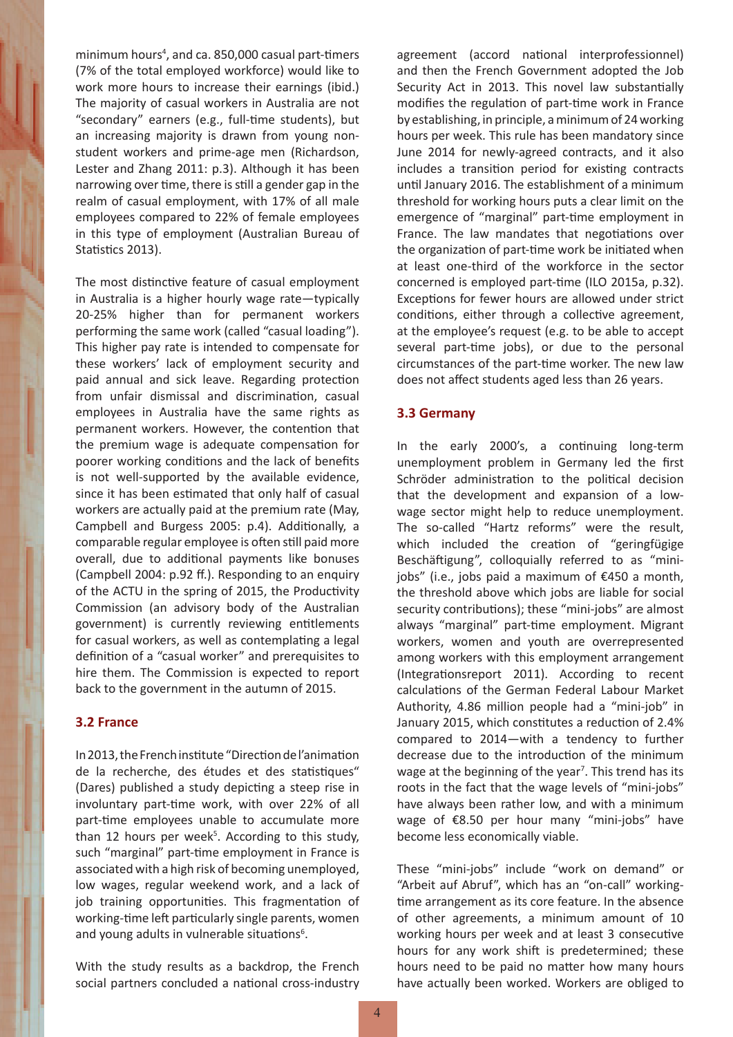minimum hours[4], and ca. 850,000 casual part-timers (7% of the total employed workforce) would like to work more hours to increase their earnings (ibid.) The majority of casual workers in Australia are not "secondary" earners (e.g., full-time students), but an increasing majority is drawn from young non-student workers and prime-age men (Richardson, Lester and Zhang 2011: p.3). Although it has been narrowing over time, there is still a gender gap in the realm of casual employment, with 17% of all male employees compared to 22% of female employees in this type of employment (Australian Bureau of Statistics 2013).

The most distinctive feature of casual employment in Australia is a higher hourly wage rate—typically 20-25% higher than for permanent workers performing the same work (called "casual loading"). This higher pay rate is intended to compensate for these workers' lack of employment security and paid annual and sick leave. Regarding protection from unfair dismissal and discrimination, casual employees in Australia have the same rights as permanent workers. However, the contention that the premium wage is adequate compensation for poorer working conditions and the lack of benefits is not well-supported by the available evidence, since it has been estimated that only half of casual workers are actually paid at the premium rate (May, Campbell and Burgess 2005: p.4). Additionally, a comparable regular employee is often still paid more overall, due to additional payments like bonuses (Campbell 2004: p.92 ff.). Responding to an enquiry of the ACTU in the spring of 2015, the Productivity Commission (an advisory body of the Australian government) is currently reviewing entitlements for casual workers, as well as contemplating a legal definition of a "casual worker" and prerequisites to hire them. The Commission is expected to report back to the government in the autumn of 2015.

### 3.2 France

In 2013, the French institute "Direction de l'animation de la recherche, des études et des statistiques" (Dares) published a study depicting a steep rise in involuntary part-time work, with over 22% of all part-time employees unable to accumulate more than 12 hours per week[5]. According to this study, such "marginal" part-time employment in France is associated with a high risk of becoming unemployed, low wages, regular weekend work, and a lack of job training opportunities. This fragmentation of working-time left particularly single parents, women and young adults in vulnerable situations[6].

With the study results as a backdrop, the French social partners concluded a national cross-industry agreement (accord national interprofessionnel) and then the French Government adopted the Job Security Act in 2013. This novel law substantially modifies the regulation of part-time work in France by establishing, in principle, a minimum of 24 working hours per week. This rule has been mandatory since June 2014 for newly-agreed contracts, and it also includes a transition period for existing contracts until January 2016. The establishment of a minimum threshold for working hours puts a clear limit on the emergence of "marginal" part-time employment in France. The law mandates that negotiations over the organization of part-time work be initiated when at least one-third of the workforce in the sector concerned is employed part-time (ILO 2015a, p.32). Exceptions for fewer hours are allowed under strict conditions, either through a collective agreement, at the employee's request (e.g. to be able to accept several part-time jobs), or due to the personal circumstances of the part-time worker. The new law does not affect students aged less than 26 years.

### 3.3 Germany

In the early 2000's, a continuing long-term unemployment problem in Germany led the first Schröder administration to the political decision that the development and expansion of a low-wage sector might help to reduce unemployment. The so-called "Hartz reforms" were the result, which included the creation of "geringfügige Beschäftigung", colloquially referred to as "mini-jobs" (i.e., jobs paid a maximum of €450 a month, the threshold above which jobs are liable for social security contributions); these "mini-jobs" are almost always "marginal" part-time employment. Migrant workers, women and youth are overrepresented among workers with this employment arrangement (Integrationsreport 2011). According to recent calculations of the German Federal Labour Market Authority, 4.86 million people had a "mini-job" in January 2015, which constitutes a reduction of 2.4% compared to 2014—with a tendency to further decrease due to the introduction of the minimum wage at the beginning of the year[7]. This trend has its roots in the fact that the wage levels of "mini-jobs" have always been rather low, and with a minimum wage of €8.50 per hour many "mini-jobs" have become less economically viable.

These "mini-jobs" include "work on demand" or "Arbeit auf Abruf", which has an "on-call" working-time arrangement as its core feature. In the absence of other agreements, a minimum amount of 10 working hours per week and at least 3 consecutive hours for any work shift is predetermined; these hours need to be paid no matter how many hours have actually been worked. Workers are obliged to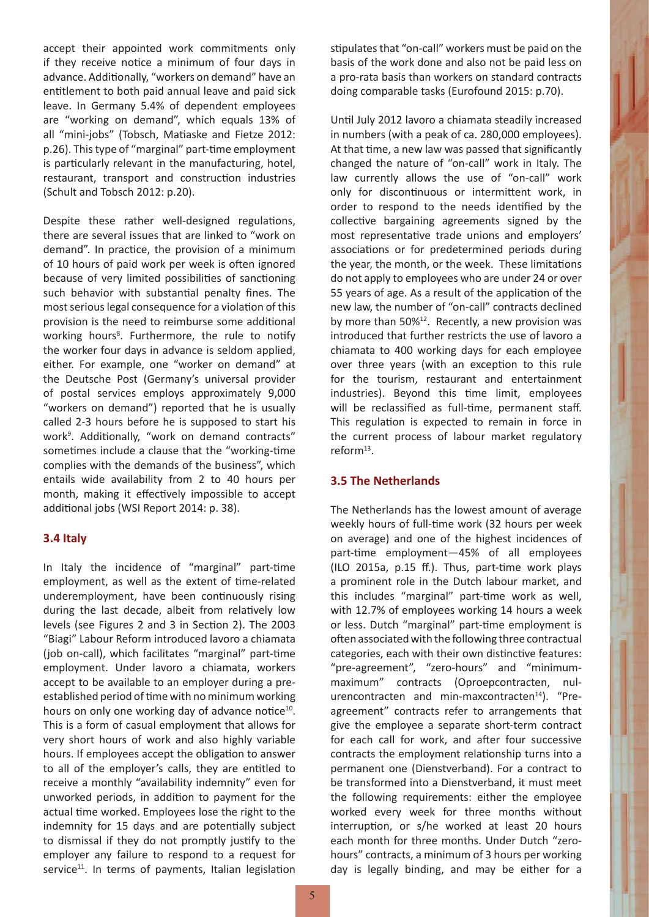accept their appointed work commitments only if they receive notice a minimum of four days in advance. Additionally, "workers on demand" have an entitlement to both paid annual leave and paid sick leave. In Germany 5.4% of dependent employees are "working on demand", which equals 13% of all "mini-jobs" (Tobsch, Matiaske and Fietze 2012: p.26). This type of "marginal" part-time employment is particularly relevant in the manufacturing, hotel, restaurant, transport and construction industries (Schult and Tobsch 2012: p.20).

Despite these rather well-designed regulations, there are several issues that are linked to "work on demand". In practice, the provision of a minimum of 10 hours of paid work per week is often ignored because of very limited possibilities of sanctioning such behavior with substantial penalty fines. The most serious legal consequence for a violation of this provision is the need to reimburse some additional working hours[8]. Furthermore, the rule to notify the worker four days in advance is seldom applied, either. For example, one "worker on demand" at the Deutsche Post (Germany's universal provider of postal services employs approximately 9,000 "workers on demand") reported that he is usually called 2-3 hours before he is supposed to start his work[9]. Additionally, "work on demand contracts" sometimes include a clause that the "working-time complies with the demands of the business", which entails wide availability from 2 to 40 hours per month, making it effectively impossible to accept additional jobs (WSI Report 2014: p. 38).

### 3.4 Italy

In Italy the incidence of "marginal" part-time employment, as well as the extent of time-related underemployment, have been continuously rising during the last decade, albeit from relatively low levels (see Figures 2 and 3 in Section 2). The 2003 "Biagi" Labour Reform introduced lavoro a chiamata (job on-call), which facilitates "marginal" part-time employment. Under lavoro a chiamata, workers accept to be available to an employer during a pre-established period of time with no minimum working hours on only one working day of advance notice[10]. This is a form of casual employment that allows for very short hours of work and also highly variable hours. If employees accept the obligation to answer to all of the employer's calls, they are entitled to receive a monthly "availability indemnity" even for unworked periods, in addition to payment for the actual time worked. Employees lose the right to the indemnity for 15 days and are potentially subject to dismissal if they do not promptly justify to the employer any failure to respond to a request for service[11]. In terms of payments, Italian legislation stipulates that "on-call" workers must be paid on the basis of the work done and also not be paid less on a pro-rata basis than workers on standard contracts doing comparable tasks (Eurofound 2015: p.70).

Until July 2012 lavoro a chiamata steadily increased in numbers (with a peak of ca. 280,000 employees). At that time, a new law was passed that significantly changed the nature of "on-call" work in Italy. The law currently allows the use of "on-call" work only for discontinuous or intermittent work, in order to respond to the needs identified by the collective bargaining agreements signed by the most representative trade unions and employers' associations or for predetermined periods during the year, the month, or the week. These limitations do not apply to employees who are under 24 or over 55 years of age. As a result of the application of the new law, the number of "on-call" contracts declined by more than 50%[12]. Recently, a new provision was introduced that further restricts the use of lavoro a chiamata to 400 working days for each employee over three years (with an exception to this rule for the tourism, restaurant and entertainment industries). Beyond this time limit, employees will be reclassified as full-time, permanent staff. This regulation is expected to remain in force in the current process of labour market regulatory reform[13].

### 3.5 The Netherlands

The Netherlands has the lowest amount of average weekly hours of full-time work (32 hours per week on average) and one of the highest incidences of part-time employment—45% of all employees (ILO 2015a, p.15 ff.). Thus, part-time work plays a prominent role in the Dutch labour market, and this includes "marginal" part-time work as well, with 12.7% of employees working 14 hours a week or less. Dutch "marginal" part-time employment is often associated with the following three contractual categories, each with their own distinctive features: "pre-agreement", "zero-hours" and "minimum-maximum" contracts (Oproepcontracten, nul-urencontracten and min-maxcontracten[14]). "Pre-agreement" contracts refer to arrangements that give the employee a separate short-term contract for each call for work, and after four successive contracts the employment relationship turns into a permanent one (Dienstverband). For a contract to be transformed into a Dienstverband, it must meet the following requirements: either the employee worked every week for three months without interruption, or s/he worked at least 20 hours each month for three months. Under Dutch "zero-hours" contracts, a minimum of 3 hours per working day is legally binding, and may be either for a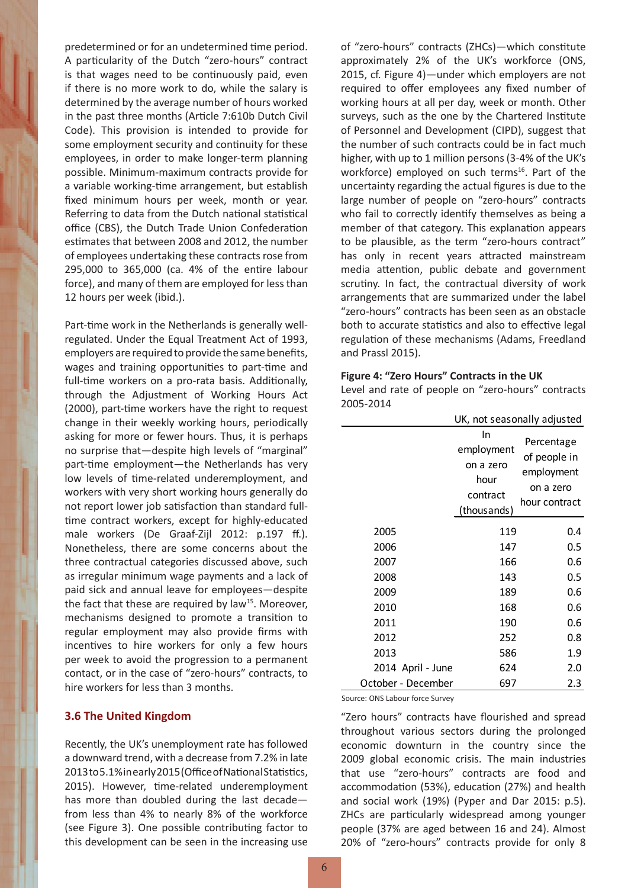predetermined or for an undetermined time period. A particularity of the Dutch "zero-hours" contract is that wages need to be continuously paid, even if there is no more work to do, while the salary is determined by the average number of hours worked in the past three months (Article 7:610b Dutch Civil Code). This provision is intended to provide for some employment security and continuity for these employees, in order to make longer-term planning possible. Minimum-maximum contracts provide for a variable working-time arrangement, but establish fixed minimum hours per week, month or year. Referring to data from the Dutch national statistical office (CBS), the Dutch Trade Union Confederation estimates that between 2008 and 2012, the number of employees undertaking these contracts rose from 295,000 to 365,000 (ca. 4% of the entire labour force), and many of them are employed for less than 12 hours per week (ibid.).

Part-time work in the Netherlands is generally well-regulated. Under the Equal Treatment Act of 1993, employers are required to provide the same benefits, wages and training opportunities to part-time and full-time workers on a pro-rata basis. Additionally, through the Adjustment of Working Hours Act (2000), part-time workers have the right to request change in their weekly working hours, periodically asking for more or fewer hours. Thus, it is perhaps no surprise that—despite high levels of "marginal" part-time employment—the Netherlands has very low levels of time-related underemployment, and workers with very short working hours generally do not report lower job satisfaction than standard full-time contract workers, except for highly-educated male workers (De Graaf-Zijl 2012: p.197 ff.). Nonetheless, there are some concerns about the three contractual categories discussed above, such as irregular minimum wage payments and a lack of paid sick and annual leave for employees—despite the fact that these are required by law[15]. Moreover, mechanisms designed to promote a transition to regular employment may also provide firms with incentives to hire workers for only a few hours per week to avoid the progression to a permanent contact, or in the case of "zero-hours" contracts, to hire workers for less than 3 months.

### 3.6 The United Kingdom

Recently, the UK's unemployment rate has followed a downward trend, with a decrease from 7.2% in late 2013 to 5.1% in early 2015 (Office of National Statistics, 2015). However, time-related underemployment has more than doubled during the last decade—from less than 4% to nearly 8% of the workforce (see Figure 3). One possible contributing factor to this development can be seen in the increasing use of "zero-hours" contracts (ZHCs)—which constitute approximately 2% of the UK's workforce (ONS, 2015, cf. Figure 4)—under which employers are not required to offer employees any fixed number of working hours at all per day, week or month. Other surveys, such as the one by the Chartered Institute of Personnel and Development (CIPD), suggest that the number of such contracts could be in fact much higher, with up to 1 million persons (3-4% of the UK's workforce) employed on such terms[16]. Part of the uncertainty regarding the actual figures is due to the large number of people on "zero-hours" contracts who fail to correctly identify themselves as being a member of that category. This explanation appears to be plausible, as the term "zero-hours contract" has only in recent years attracted mainstream media attention, public debate and government scrutiny. In fact, the contractual diversity of work arrangements that are summarized under the label "zero-hours" contracts has been seen as an obstacle both to accurate statistics and also to effective legal regulation of these mechanisms (Adams, Freedland and Prassl 2015).

**Figure 4: "Zero Hours" Contracts in the UK**

Level and rate of people on "zero-hours" contracts 2005-2014

| | UK, not seasonally adjusted | |
|---|---|---|
| | In employment on a zero hour contract (thousands) | Percentage of people in employment on a zero hour contract |
| 2005 | 119 | 0.4 |
| 2006 | 147 | 0.5 |
| 2007 | 166 | 0.6 |
| 2008 | 143 | 0.5 |
| 2009 | 189 | 0.6 |
| 2010 | 168 | 0.6 |
| 2011 | 190 | 0.6 |
| 2012 | 252 | 0.8 |
| 2013 | 586 | 1.9 |
| 2014 April - June | 624 | 2.0 |
| October - December | 697 | 2.3 |

Source: ONS Labour force Survey

"Zero hours" contracts have flourished and spread throughout various sectors during the prolonged economic downturn in the country since the 2009 global economic crisis. The main industries that use "zero-hours" contracts are food and accommodation (53%), education (27%) and health and social work (19%) (Pyper and Dar 2015: p.5). ZHCs are particularly widespread among younger people (37% are aged between 16 and 24). Almost 20% of "zero-hours" contracts provide for only 8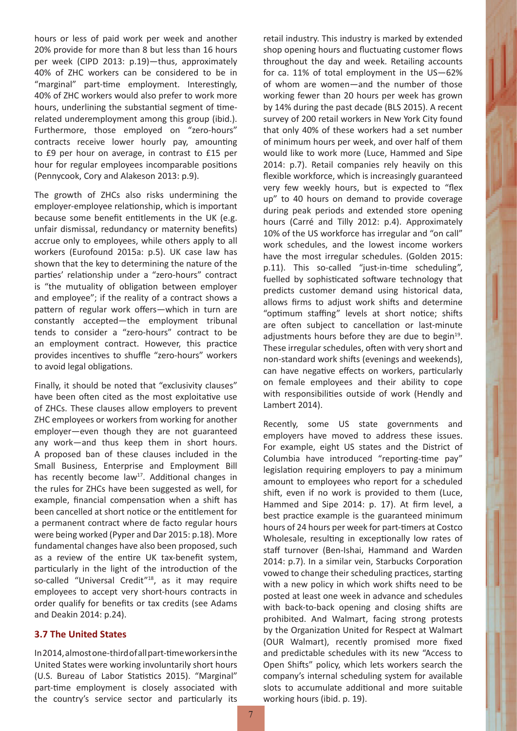hours or less of paid work per week and another 20% provide for more than 8 but less than 16 hours per week (CIPD 2013: p.19)—thus, approximately 40% of ZHC workers can be considered to be in "marginal" part-time employment. Interestingly, 40% of ZHC workers would also prefer to work more hours, underlining the substantial segment of time-related underemployment among this group (ibid.). Furthermore, those employed on "zero-hours" contracts receive lower hourly pay, amounting to £9 per hour on average, in contrast to £15 per hour for regular employees incomparable positions (Pennycook, Cory and Alakeson 2013: p.9).

The growth of ZHCs also risks undermining the employer-employee relationship, which is important because some benefit entitlements in the UK (e.g. unfair dismissal, redundancy or maternity benefits) accrue only to employees, while others apply to all workers (Eurofound 2015a: p.5). UK case law has shown that the key to determining the nature of the parties' relationship under a "zero-hours" contract is "the mutuality of obligation between employer and employee"; if the reality of a contract shows a pattern of regular work offers—which in turn are constantly accepted—the employment tribunal tends to consider a "zero-hours" contract to be an employment contract. However, this practice provides incentives to shuffle "zero-hours" workers to avoid legal obligations.

Finally, it should be noted that "exclusivity clauses" have been often cited as the most exploitative use of ZHCs. These clauses allow employers to prevent ZHC employees or workers from working for another employer—even though they are not guaranteed any work—and thus keep them in short hours. A proposed ban of these clauses included in the Small Business, Enterprise and Employment Bill has recently become law[17]. Additional changes in the rules for ZHCs have been suggested as well, for example, financial compensation when a shift has been cancelled at short notice or the entitlement for a permanent contract where de facto regular hours were being worked (Pyper and Dar 2015: p.18). More fundamental changes have also been proposed, such as a review of the entire UK tax-benefit system, particularly in the light of the introduction of the so-called "Universal Credit"[18], as it may require employees to accept very short-hours contracts in order qualify for benefits or tax credits (see Adams and Deakin 2014: p.24).

### 3.7 The United States

In 2014, almost one-third of all part-time workers in the United States were working involuntarily short hours (U.S. Bureau of Labor Statistics 2015). "Marginal" part-time employment is closely associated with the country's service sector and particularly its retail industry. This industry is marked by extended shop opening hours and fluctuating customer flows throughout the day and week. Retailing accounts for ca. 11% of total employment in the US—62% of whom are women—and the number of those working fewer than 20 hours per week has grown by 14% during the past decade (BLS 2015). A recent survey of 200 retail workers in New York City found that only 40% of these workers had a set number of minimum hours per week, and over half of them would like to work more (Luce, Hammed and Sipe 2014: p.7). Retail companies rely heavily on this flexible workforce, which is increasingly guaranteed very few weekly hours, but is expected to "flex up" to 40 hours on demand to provide coverage during peak periods and extended store opening hours (Carré and Tilly 2012: p.4). Approximately 10% of the US workforce has irregular and "on call" work schedules, and the lowest income workers have the most irregular schedules. (Golden 2015: p.11). This so-called "just-in-time scheduling", fuelled by sophisticated software technology that predicts customer demand using historical data, allows firms to adjust work shifts and determine "optimum staffing" levels at short notice; shifts are often subject to cancellation or last-minute adjustments hours before they are due to begin[19]. These irregular schedules, often with very short and non-standard work shifts (evenings and weekends), can have negative effects on workers, particularly on female employees and their ability to cope with responsibilities outside of work (Hendly and Lambert 2014).

Recently, some US state governments and employers have moved to address these issues. For example, eight US states and the District of Columbia have introduced "reporting-time pay" legislation requiring employers to pay a minimum amount to employees who report for a scheduled shift, even if no work is provided to them (Luce, Hammed and Sipe 2014: p. 17). At firm level, a best practice example is the guaranteed minimum hours of 24 hours per week for part-timers at Costco Wholesale, resulting in exceptionally low rates of staff turnover (Ben-Ishai, Hammand and Warden 2014: p.7). In a similar vein, Starbucks Corporation vowed to change their scheduling practices, starting with a new policy in which work shifts need to be posted at least one week in advance and schedules with back-to-back opening and closing shifts are prohibited. And Walmart, facing strong protests by the Organization United for Respect at Walmart (OUR Walmart), recently promised more fixed and predictable schedules with its new "Access to Open Shifts" policy, which lets workers search the company's internal scheduling system for available slots to accumulate additional and more suitable working hours (ibid. p. 19).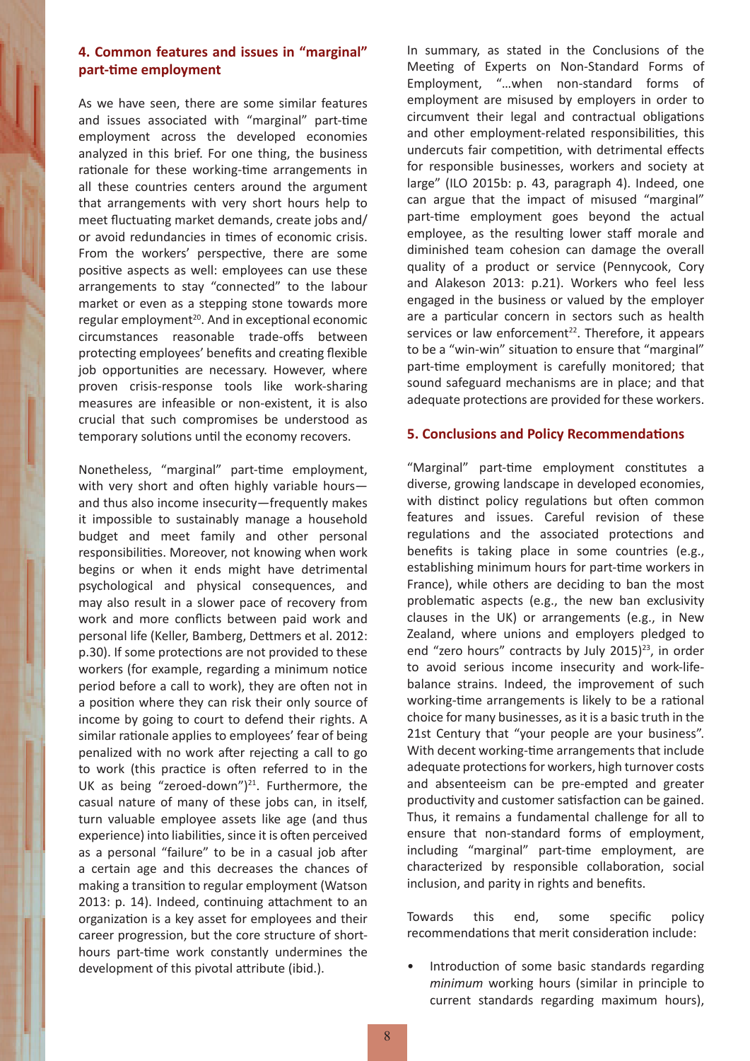## 4. Common features and issues in "marginal" part-time employment

As we have seen, there are some similar features and issues associated with "marginal" part-time employment across the developed economies analyzed in this brief. For one thing, the business rationale for these working-time arrangements in all these countries centers around the argument that arrangements with very short hours help to meet fluctuating market demands, create jobs and/or avoid redundancies in times of economic crisis. From the workers' perspective, there are some positive aspects as well: employees can use these arrangements to stay "connected" to the labour market or even as a stepping stone towards more regular employment[20]. And in exceptional economic circumstances reasonable trade-offs between protecting employees' benefits and creating flexible job opportunities are necessary. However, where proven crisis-response tools like work-sharing measures are infeasible or non-existent, it is also crucial that such compromises be understood as temporary solutions until the economy recovers.

Nonetheless, "marginal" part-time employment, with very short and often highly variable hours—and thus also income insecurity—frequently makes it impossible to sustainably manage a household budget and meet family and other personal responsibilities. Moreover, not knowing when work begins or when it ends might have detrimental psychological and physical consequences, and may also result in a slower pace of recovery from work and more conflicts between paid work and personal life (Keller, Bamberg, Dettmers et al. 2012: p.30). If some protections are not provided to these workers (for example, regarding a minimum notice period before a call to work), they are often not in a position where they can risk their only source of income by going to court to defend their rights. A similar rationale applies to employees' fear of being penalized with no work after rejecting a call to go to work (this practice is often referred to in the UK as being "zeroed-down")[21]. Furthermore, the casual nature of many of these jobs can, in itself, turn valuable employee assets like age (and thus experience) into liabilities, since it is often perceived as a personal "failure" to be in a casual job after a certain age and this decreases the chances of making a transition to regular employment (Watson 2013: p. 14). Indeed, continuing attachment to an organization is a key asset for employees and their career progression, but the core structure of short-hours part-time work constantly undermines the development of this pivotal attribute (ibid.).

In summary, as stated in the Conclusions of the Meeting of Experts on Non-Standard Forms of Employment, "…when non-standard forms of employment are misused by employers in order to circumvent their legal and contractual obligations and other employment-related responsibilities, this undercuts fair competition, with detrimental effects for responsible businesses, workers and society at large" (ILO 2015b: p. 43, paragraph 4). Indeed, one can argue that the impact of misused "marginal" part-time employment goes beyond the actual employee, as the resulting lower staff morale and diminished team cohesion can damage the overall quality of a product or service (Pennycook, Cory and Alakeson 2013: p.21). Workers who feel less engaged in the business or valued by the employer are a particular concern in sectors such as health services or law enforcement[22]. Therefore, it appears to be a "win-win" situation to ensure that "marginal" part-time employment is carefully monitored; that sound safeguard mechanisms are in place; and that adequate protections are provided for these workers.

## 5. Conclusions and Policy Recommendations

"Marginal" part-time employment constitutes a diverse, growing landscape in developed economies, with distinct policy regulations but often common features and issues. Careful revision of these regulations and the associated protections and benefits is taking place in some countries (e.g., establishing minimum hours for part-time workers in France), while others are deciding to ban the most problematic aspects (e.g., the new ban exclusivity clauses in the UK) or arrangements (e.g., in New Zealand, where unions and employers pledged to end "zero hours" contracts by July 2015)[23], in order to avoid serious income insecurity and work-life-balance strains. Indeed, the improvement of such working-time arrangements is likely to be a rational choice for many businesses, as it is a basic truth in the 21st Century that "your people are your business". With decent working-time arrangements that include adequate protections for workers, high turnover costs and absenteeism can be pre-empted and greater productivity and customer satisfaction can be gained. Thus, it remains a fundamental challenge for all to ensure that non-standard forms of employment, including "marginal" part-time employment, are characterized by responsible collaboration, social inclusion, and parity in rights and benefits.

Towards this end, some specific policy recommendations that merit consideration include:

- Introduction of some basic standards regarding *minimum* working hours (similar in principle to current standards regarding maximum hours),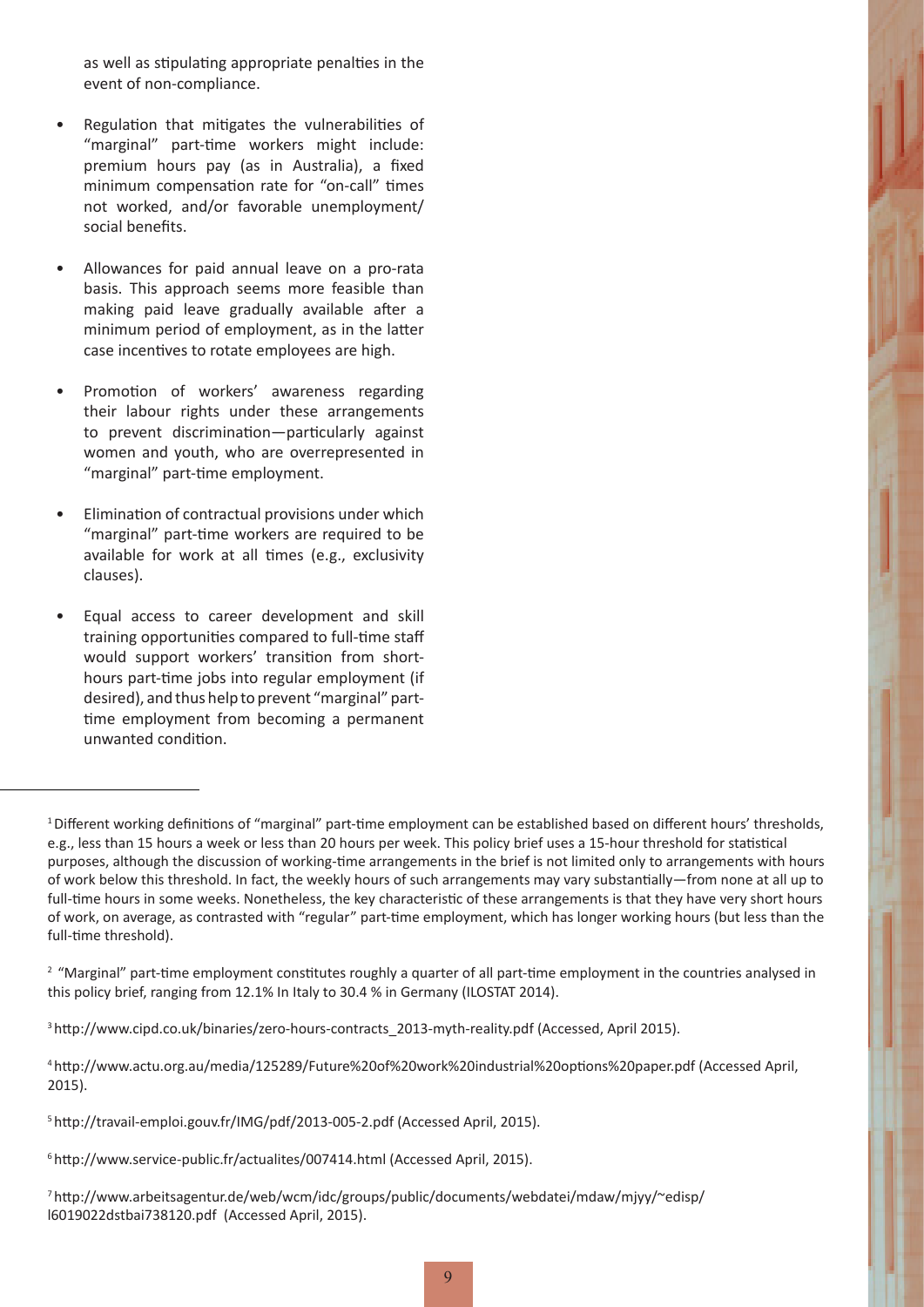as well as stipulating appropriate penalties in the event of non-compliance.

- Regulation that mitigates the vulnerabilities of "marginal" part-time workers might include: premium hours pay (as in Australia), a fixed minimum compensation rate for "on-call" times not worked, and/or favorable unemployment/ social benefits.

- Allowances for paid annual leave on a pro-rata basis. This approach seems more feasible than making paid leave gradually available after a minimum period of employment, as in the latter case incentives to rotate employees are high.

- Promotion of workers' awareness regarding their labour rights under these arrangements to prevent discrimination—particularly against women and youth, who are overrepresented in "marginal" part-time employment.

- Elimination of contractual provisions under which "marginal" part-time workers are required to be available for work at all times (e.g., exclusivity clauses).

- Equal access to career development and skill training opportunities compared to full-time staff would support workers' transition from short-hours part-time jobs into regular employment (if desired), and thus help to prevent "marginal" part-time employment from becoming a permanent unwanted condition.

---

[1] Different working definitions of "marginal" part-time employment can be established based on different hours' thresholds, e.g., less than 15 hours a week or less than 20 hours per week. This policy brief uses a 15-hour threshold for statistical purposes, although the discussion of working-time arrangements in the brief is not limited only to arrangements with hours of work below this threshold. In fact, the weekly hours of such arrangements may vary substantially—from none at all up to full-time hours in some weeks. Nonetheless, the key characteristic of these arrangements is that they have very short hours of work, on average, as contrasted with "regular" part-time employment, which has longer working hours (but less than the full-time threshold).

[2] "Marginal" part-time employment constitutes roughly a quarter of all part-time employment in the countries analysed in this policy brief, ranging from 12.1% In Italy to 30.4 % in Germany (ILOSTAT 2014).

[3] http://www.cipd.co.uk/binaries/zero-hours-contracts_2013-myth-reality.pdf (Accessed, April 2015).

[4] http://www.actu.org.au/media/125289/Future%20of%20work%20industrial%20options%20paper.pdf (Accessed April, 2015).

[5] http://travail-emploi.gouv.fr/IMG/pdf/2013-005-2.pdf (Accessed April, 2015).

[6] http://www.service-public.fr/actualites/007414.html (Accessed April, 2015).

[7] http://www.arbeitsagentur.de/web/wcm/idc/groups/public/documents/webdatei/mdaw/mjyy/~edisp/l6019022dstbai738120.pdf (Accessed April, 2015).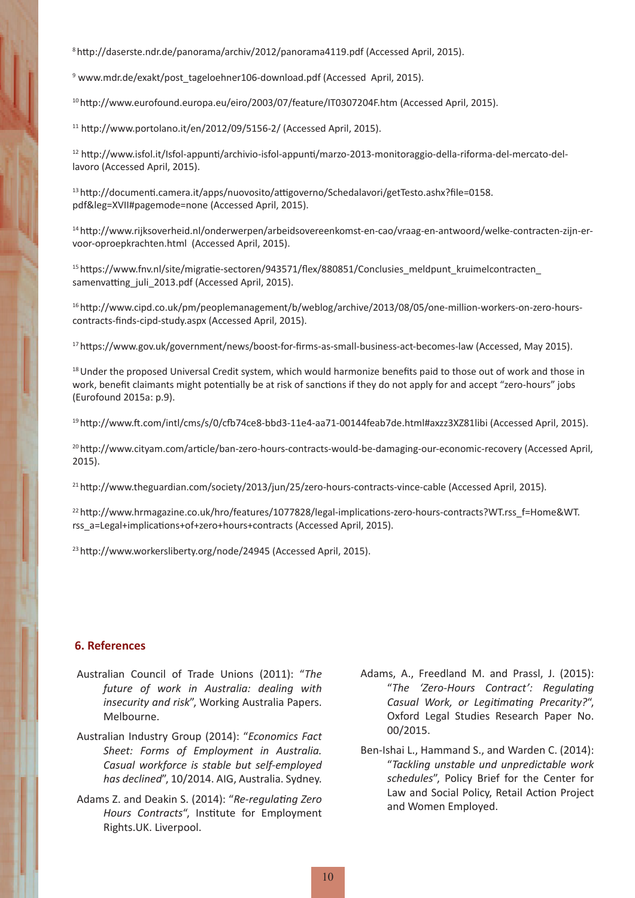[8] http://daserste.ndr.de/panorama/archiv/2012/panorama4119.pdf (Accessed April, 2015).

[9] www.mdr.de/exakt/post_tageloehner106-download.pdf (Accessed April, 2015).

[10] http://www.eurofound.europa.eu/eiro/2003/07/feature/IT0307204F.htm (Accessed April, 2015).

[11] http://www.portolano.it/en/2012/09/5156-2/ (Accessed April, 2015).

[12] http://www.isfol.it/Isfol-appunti/archivio-isfol-appunti/marzo-2013-monitoraggio-della-riforma-del-mercato-del-lavoro (Accessed April, 2015).

[13] http://documenti.camera.it/apps/nuovosito/attigoverno/Schedalavori/getTesto.ashx?file=0158.pdf&leg=XVII#pagemode=none (Accessed April, 2015).

[14] http://www.rijksoverheid.nl/onderwerpen/arbeidsovereenkomst-en-cao/vraag-en-antwoord/welke-contracten-zijn-er-voor-oproepkrachten.html (Accessed April, 2015).

[15] https://www.fnv.nl/site/migratie-sectoren/943571/flex/880851/Conclusies_meldpunt_kruimelcontracten_samenvatting_juli_2013.pdf (Accessed April, 2015).

[16] http://www.cipd.co.uk/pm/peoplemanagement/b/weblog/archive/2013/08/05/one-million-workers-on-zero-hours-contracts-finds-cipd-study.aspx (Accessed April, 2015).

[17] https://www.gov.uk/government/news/boost-for-firms-as-small-business-act-becomes-law (Accessed, May 2015).

[18] Under the proposed Universal Credit system, which would harmonize benefits paid to those out of work and those in work, benefit claimants might potentially be at risk of sanctions if they do not apply for and accept "zero-hours" jobs (Eurofound 2015a: p.9).

[19] http://www.ft.com/intl/cms/s/0/cfb74ce8-bbd3-11e4-aa71-00144feab7de.html#axzz3XZ81libi (Accessed April, 2015).

[20] http://www.cityam.com/article/ban-zero-hours-contracts-would-be-damaging-our-economic-recovery (Accessed April, 2015).

[21] http://www.theguardian.com/society/2013/jun/25/zero-hours-contracts-vince-cable (Accessed April, 2015).

[22] http://www.hrmagazine.co.uk/hro/features/1077828/legal-implications-zero-hours-contracts?WT.rss_f=Home&WT.rss_a=Legal+implications+of+zero+hours+contracts (Accessed April, 2015).

[23] http://www.workersliberty.org/node/24945 (Accessed April, 2015).

## 6. References

Australian Council of Trade Unions (2011): "*The future of work in Australia: dealing with insecurity and risk*", Working Australia Papers. Melbourne.

Australian Industry Group (2014): "*Economics Fact Sheet: Forms of Employment in Australia. Casual workforce is stable but self-employed has declined*", 10/2014. AIG, Australia. Sydney.

Adams Z. and Deakin S. (2014): "*Re-regulating Zero Hours Contracts*", Institute for Employment Rights.UK. Liverpool.

Adams, A., Freedland M. and Prassl, J. (2015): "*The 'Zero-Hours Contract': Regulating Casual Work, or Legitimating Precarity?*", Oxford Legal Studies Research Paper No. 00/2015.

Ben-Ishai L., Hammand S., and Warden C. (2014): "*Tackling unstable und unpredictable work schedules*", Policy Brief for the Center for Law and Social Policy, Retail Action Project and Women Employed.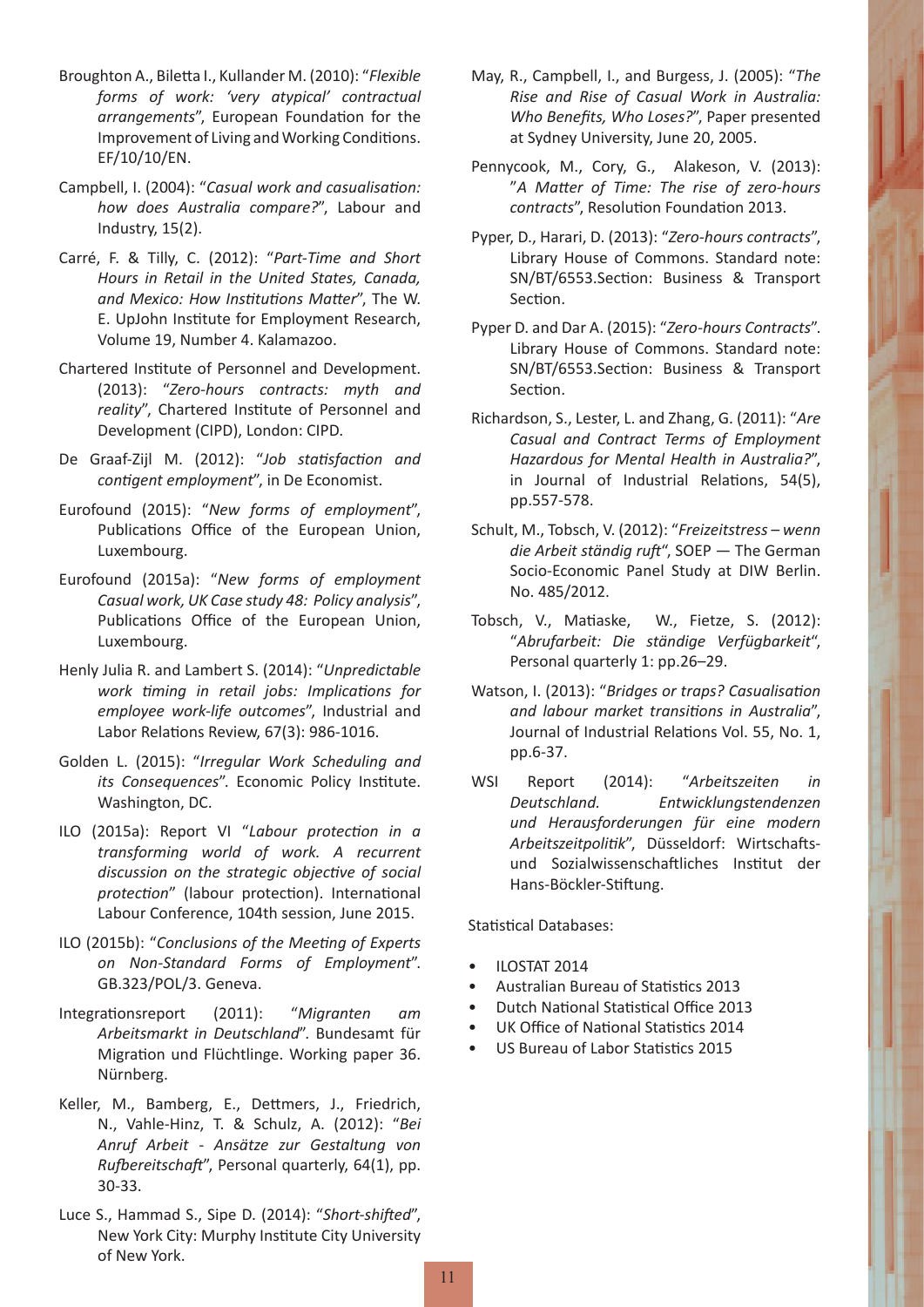Broughton A., Biletta I., Kullander M. (2010): "*Flexible forms of work: 'very atypical' contractual arrangements*", European Foundation for the Improvement of Living and Working Conditions. EF/10/10/EN.

Campbell, I. (2004): "*Casual work and casualisation: how does Australia compare?*", Labour and Industry, 15(2).

Carré, F. & Tilly, C. (2012): "*Part-Time and Short Hours in Retail in the United States, Canada, and Mexico: How Institutions Matter*", The W. E. UpJohn Institute for Employment Research, Volume 19, Number 4. Kalamazoo.

Chartered Institute of Personnel and Development. (2013): "*Zero-hours contracts: myth and reality*", Chartered Institute of Personnel and Development (CIPD), London: CIPD.

De Graaf-Zijl M. (2012): "*Job statisfaction and contigent employment*", in De Economist.

Eurofound (2015): "*New forms of employment*", Publications Office of the European Union, Luxembourg.

Eurofound (2015a): "*New forms of employment Casual work, UK Case study 48: Policy analysis*", Publications Office of the European Union, Luxembourg.

Henly Julia R. and Lambert S. (2014): "*Unpredictable work timing in retail jobs: Implications for employee work-life outcomes*", Industrial and Labor Relations Review, 67(3): 986-1016.

Golden L. (2015): "*Irregular Work Scheduling and its Consequences*". Economic Policy Institute. Washington, DC.

ILO (2015a): Report VI "*Labour protection in a transforming world of work. A recurrent discussion on the strategic objective of social protection*" (labour protection). International Labour Conference, 104th session, June 2015.

ILO (2015b): "*Conclusions of the Meeting of Experts on Non-Standard Forms of Employment*". GB.323/POL/3. Geneva.

Integrationsreport (2011): "*Migranten am Arbeitsmarkt in Deutschland*". Bundesamt für Migration und Flüchtlinge. Working paper 36. Nürnberg.

Keller, M., Bamberg, E., Dettmers, J., Friedrich, N., Vahle-Hinz, T. & Schulz, A. (2012): "*Bei Anruf Arbeit - Ansätze zur Gestaltung von Rufbereitschaft*", Personal quarterly, 64(1), pp. 30-33.

Luce S., Hammad S., Sipe D. (2014): "*Short-shifted*", New York City: Murphy Institute City University of New York.

May, R., Campbell, I., and Burgess, J. (2005): "*The Rise and Rise of Casual Work in Australia: Who Benefits, Who Loses?*", Paper presented at Sydney University, June 20, 2005.

Pennycook, M., Cory, G., Alakeson, V. (2013): "*A Matter of Time: The rise of zero-hours contracts*", Resolution Foundation 2013.

Pyper, D., Harari, D. (2013): "*Zero-hours contracts*", Library House of Commons. Standard note: SN/BT/6553.Section: Business & Transport Section.

Pyper D. and Dar A. (2015): "*Zero-hours Contracts*". Library House of Commons. Standard note: SN/BT/6553.Section: Business & Transport Section.

Richardson, S., Lester, L. and Zhang, G. (2011): "*Are Casual and Contract Terms of Employment Hazardous for Mental Health in Australia?*", in Journal of Industrial Relations, 54(5), pp.557-578.

Schult, M., Tobsch, V. (2012): "*Freizeitstress – wenn die Arbeit ständig ruft*", SOEP — The German Socio-Economic Panel Study at DIW Berlin. No. 485/2012.

Tobsch, V., Matiaske, W., Fietze, S. (2012): "*Abrufarbeit: Die ständige Verfügbarkeit*", Personal quarterly 1: pp.26–29.

Watson, I. (2013): "*Bridges or traps? Casualisation and labour market transitions in Australia*", Journal of Industrial Relations Vol. 55, No. 1, pp.6-37.

WSI Report (2014): "*Arbeitszeiten in Deutschland. Entwicklungstendenzen und Herausforderungen für eine modern Arbeitszeitpolitik*", Düsseldorf: Wirtschafts- und Sozialwissenschaftliches Institut der Hans-Böckler-Stiftung.

Statistical Databases:

- ILOSTAT 2014
- Australian Bureau of Statistics 2013
- Dutch National Statistical Office 2013
- UK Office of National Statistics 2014
- US Bureau of Labor Statistics 2015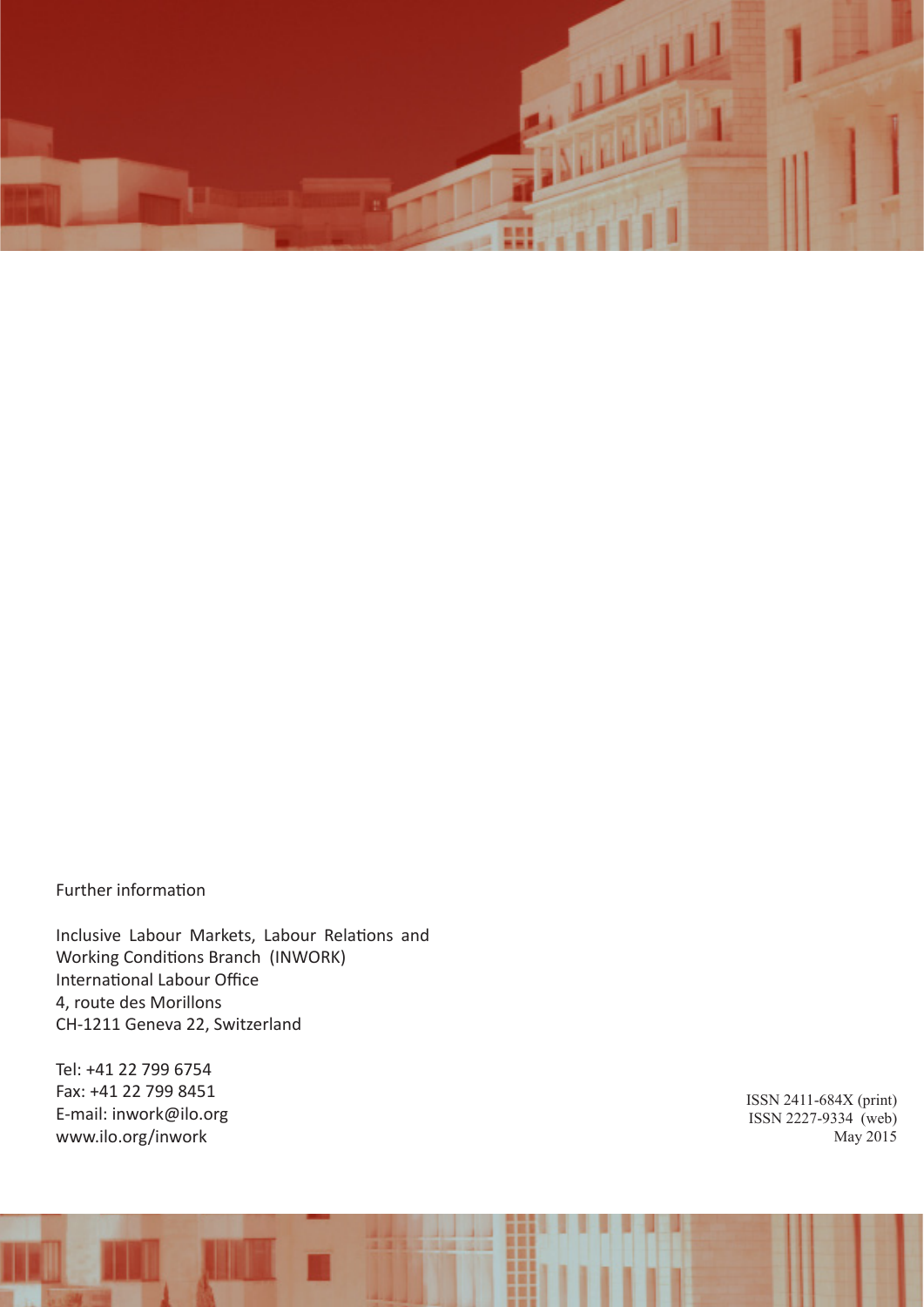Further information

Inclusive Labour Markets, Labour Relations and Working Conditions Branch (INWORK)
International Labour Office
4, route des Morillons
CH-1211 Geneva 22, Switzerland

Tel: +41 22 799 6754
Fax: +41 22 799 8451
E-mail: inwork@ilo.org
www.ilo.org/inwork

ISSN 2411-684X (print)
ISSN 2227-9334 (web)
May 2015